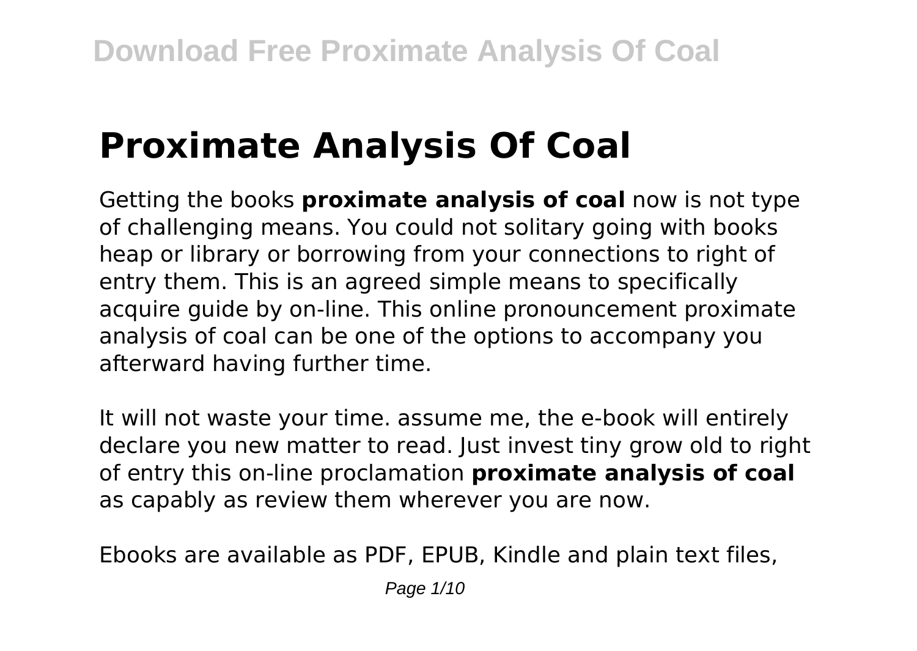# Proximate Analysis Of Coal

Getting the books **proximate analysis of coal** now is not type of challenging means. You could not solitary going with books heap or library or borrowing from your connections to right of entry them. This is an agreed simple means to specifically acquire guide by on-line. This online pronouncement proximate analysis of coal can be one of the options to accompany you afterward having further time.

It will not waste your time. assume me, the e-book will entirely declare you new matter to read. Just invest tiny grow old to right of entry this on-line proclamation **proximate analysis of coal** as capably as review them wherever you are now.

Ebooks are available as PDF, EPUB, Kindle and plain text files,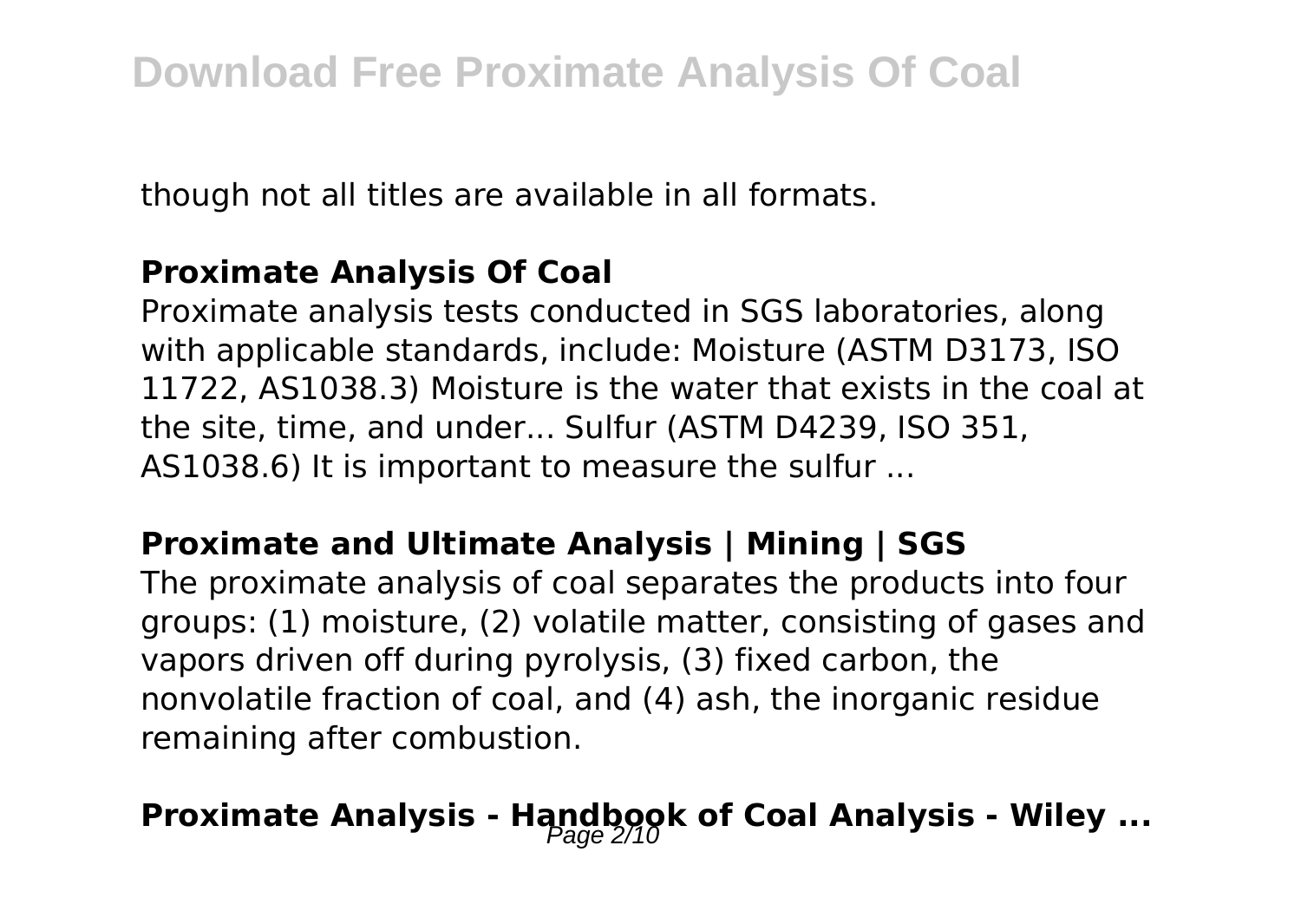though not all titles are available in all formats.

### Proximate Analysis Of Coal

Proximate analysis tests conducted in SGS laboratories, along with applicable standards, include: Moisture (ASTM D3173, ISO 11722, AS1038.3) Moisture is the water that exists in the coal at the site, time, and under... Sulfur (ASTM D4239, ISO 351, AS1038.6) It is important to measure the sulfur ...

### Proximate and Ultimate Analysis | Mining | SGS

The proximate analysis of coal separates the products into four groups: (1) moisture, (2) volatile matter, consisting of gases and vapors driven off during pyrolysis, (3) fixed carbon, the nonvolatile fraction of coal, and (4) ash, the inorganic residue remaining after combustion.

### Proximate Analysis - Handbook of Coal Analysis - Wiley ...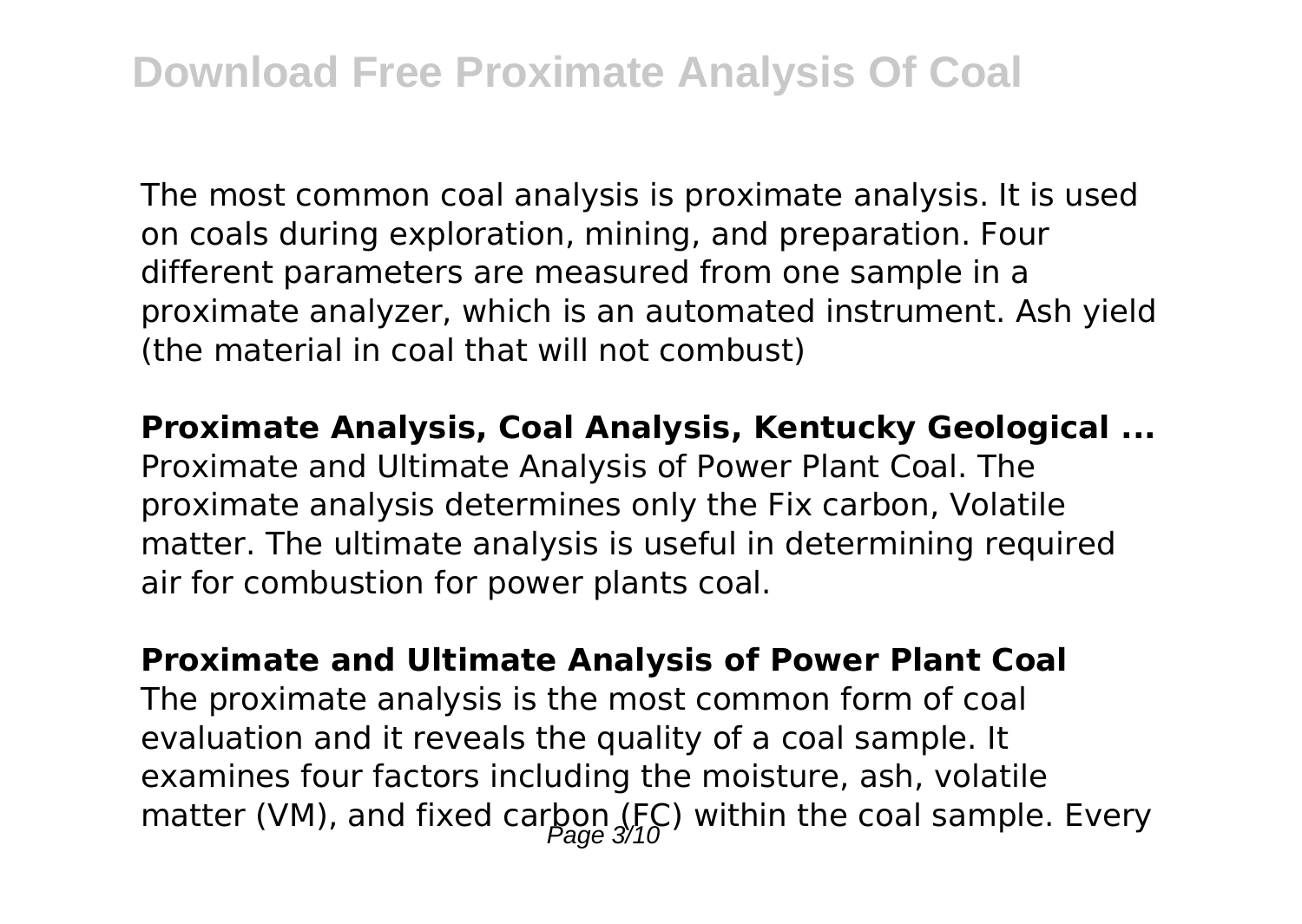The most common coal analysis is proximate analysis. It is used on coals during exploration, mining, and preparation. Four different parameters are measured from one sample in a proximate analyzer, which is an automated instrument. Ash yield (the material in coal that will not combust)

**Proximate Analysis, Coal Analysis, Kentucky Geological ...**

Proximate and Ultimate Analysis of Power Plant Coal. The proximate analysis determines only the Fix carbon, Volatile matter. The ultimate analysis is useful in determining required air for combustion for power plants coal.

**Proximate and Ultimate Analysis of Power Plant Coal**

The proximate analysis is the most common form of coal evaluation and it reveals the quality of a coal sample. It examines four factors including the moisture, ash, volatile matter (VM), and fixed carbon (FC) within the coal sample. Every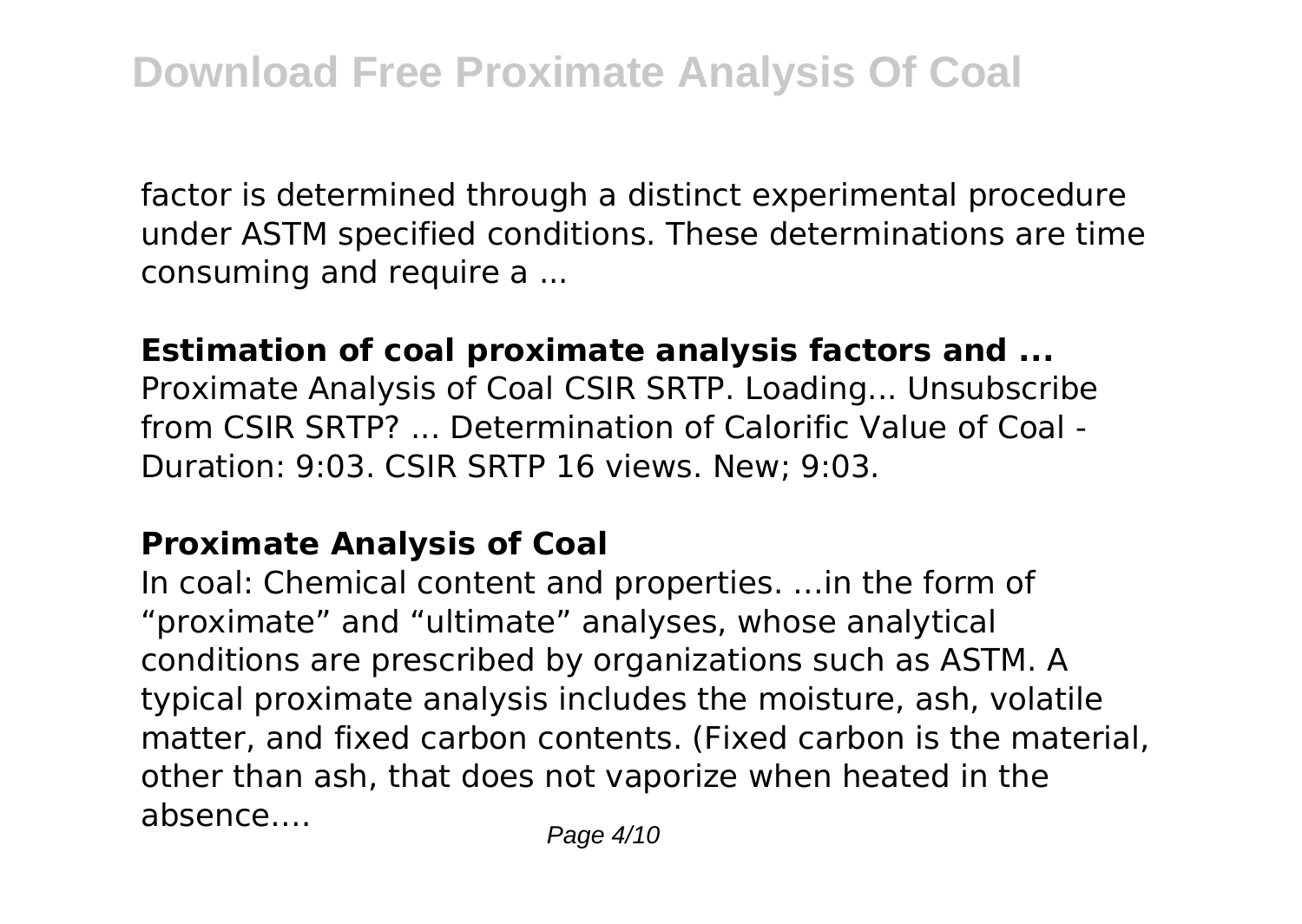factor is determined through a distinct experimental procedure under ASTM specified conditions. These determinations are time consuming and require a ...

**Estimation of coal proximate analysis factors and ...**

Proximate Analysis of Coal CSIR SRTP. Loading... Unsubscribe from CSIR SRTP? ... Determination of Calorific Value of Coal - Duration: 9:03. CSIR SRTP 16 views. New; 9:03.

**Proximate Analysis of Coal**

In coal: Chemical content and properties. …in the form of "proximate" and "ultimate" analyses, whose analytical conditions are prescribed by organizations such as ASTM. A typical proximate analysis includes the moisture, ash, volatile matter, and fixed carbon contents. (Fixed carbon is the material, other than ash, that does not vaporize when heated in the absence.…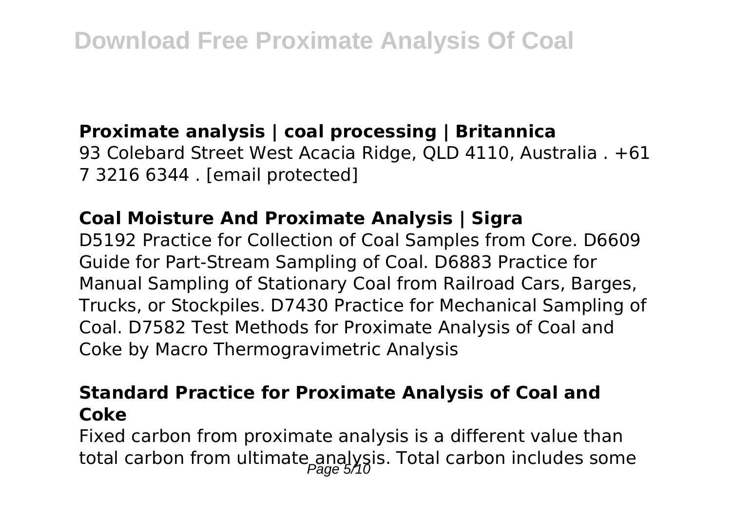### **Proximate analysis | coal processing | Britannica**

93 Colebard Street West Acacia Ridge, QLD 4110, Australia . +61 7 3216 6344 . [email protected]

### **Coal Moisture And Proximate Analysis | Sigra**

D5192 Practice for Collection of Coal Samples from Core. D6609 Guide for Part-Stream Sampling of Coal. D6883 Practice for Manual Sampling of Stationary Coal from Railroad Cars, Barges, Trucks, or Stockpiles. D7430 Practice for Mechanical Sampling of Coal. D7582 Test Methods for Proximate Analysis of Coal and Coke by Macro Thermogravimetric Analysis

### **Standard Practice for Proximate Analysis of Coal and Coke**

Fixed carbon from proximate analysis is a different value than total carbon from ultimate analysis. Total carbon includes some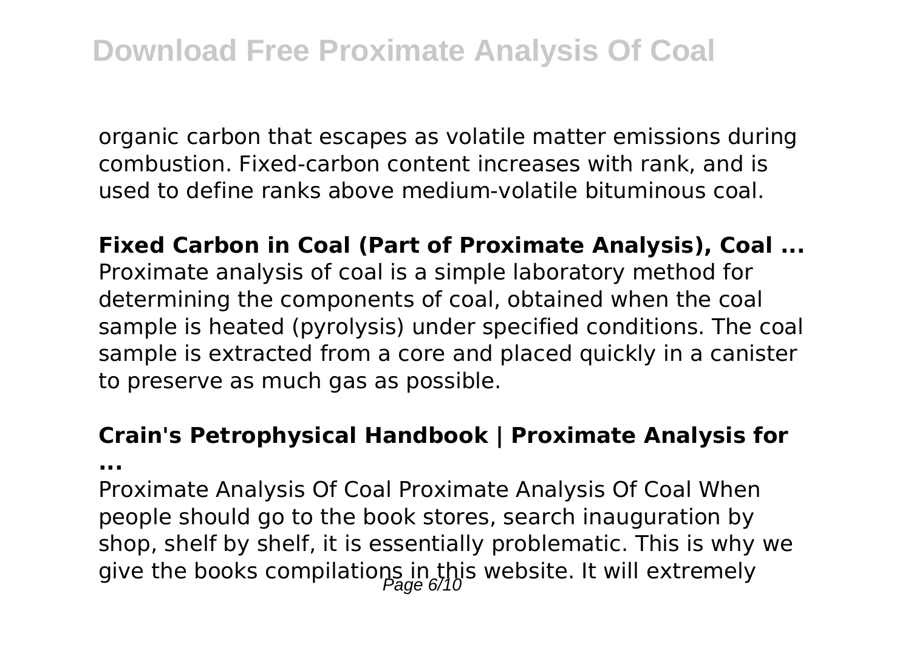organic carbon that escapes as volatile matter emissions during combustion. Fixed-carbon content increases with rank, and is used to define ranks above medium-volatile bituminous coal.

**Fixed Carbon in Coal (Part of Proximate Analysis), Coal ...**

Proximate analysis of coal is a simple laboratory method for determining the components of coal, obtained when the coal sample is heated (pyrolysis) under specified conditions. The coal sample is extracted from a core and placed quickly in a canister to preserve as much gas as possible.

**Crain's Petrophysical Handbook | Proximate Analysis for ...**

Proximate Analysis Of Coal Proximate Analysis Of Coal When people should go to the book stores, search inauguration by shop, shelf by shelf, it is essentially problematic. This is why we give the books compilations in this website. It will extremely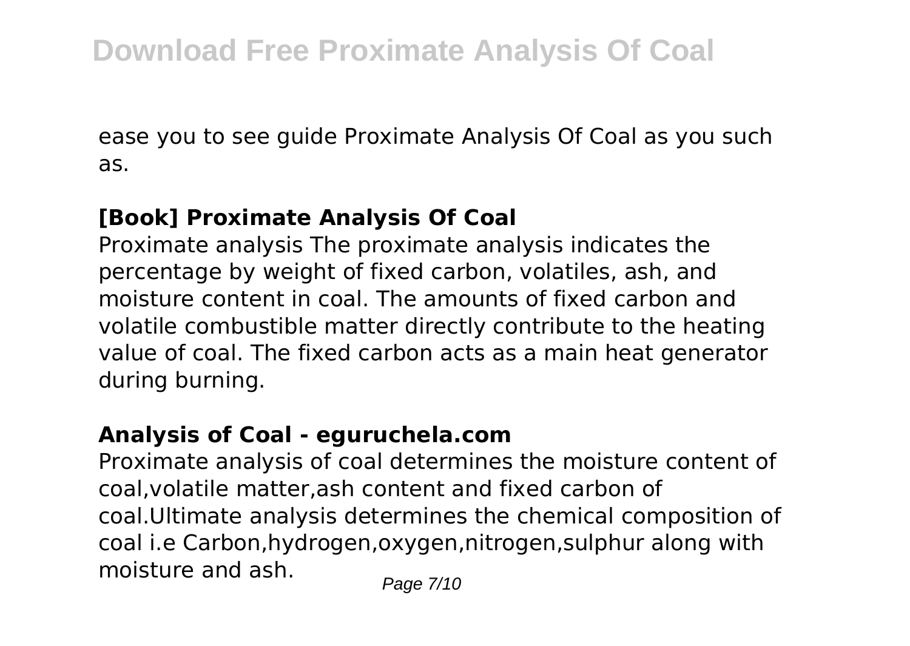ease you to see guide Proximate Analysis Of Coal as you such as.

### [Book] Proximate Analysis Of Coal

Proximate analysis The proximate analysis indicates the percentage by weight of fixed carbon, volatiles, ash, and moisture content in coal. The amounts of fixed carbon and volatile combustible matter directly contribute to the heating value of coal. The fixed carbon acts as a main heat generator during burning.

### Analysis of Coal - eguruchela.com

Proximate analysis of coal determines the moisture content of coal,volatile matter,ash content and fixed carbon of coal.Ultimate analysis determines the chemical composition of coal i.e Carbon,hydrogen,oxygen,nitrogen,sulphur along with moisture and ash.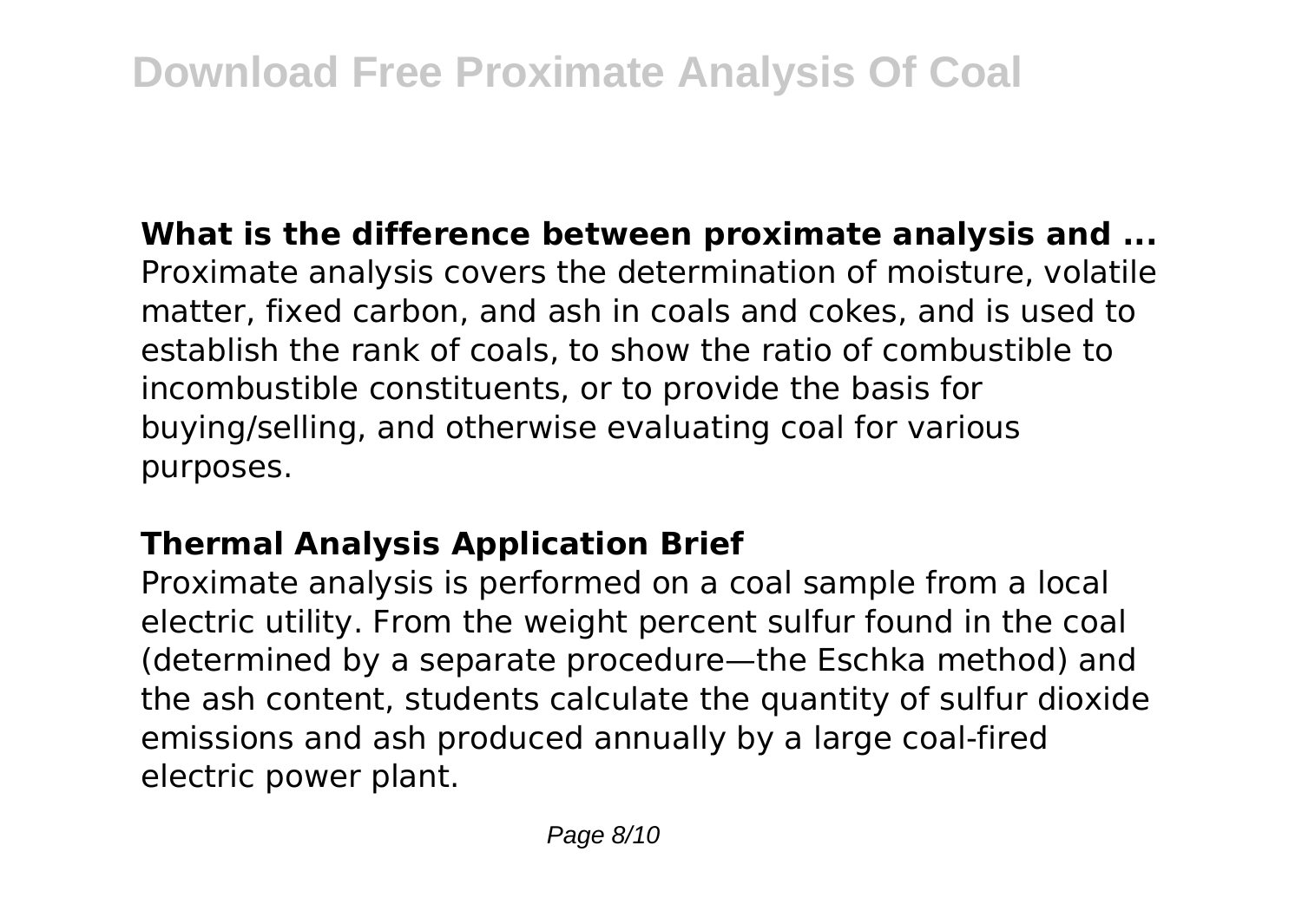**What is the difference between proximate analysis and ...**

Proximate analysis covers the determination of moisture, volatile matter, fixed carbon, and ash in coals and cokes, and is used to establish the rank of coals, to show the ratio of combustible to incombustible constituents, or to provide the basis for buying/selling, and otherwise evaluating coal for various purposes.

**Thermal Analysis Application Brief**

Proximate analysis is performed on a coal sample from a local electric utility. From the weight percent sulfur found in the coal (determined by a separate procedure—the Eschka method) and the ash content, students calculate the quantity of sulfur dioxide emissions and ash produced annually by a large coal-fired electric power plant.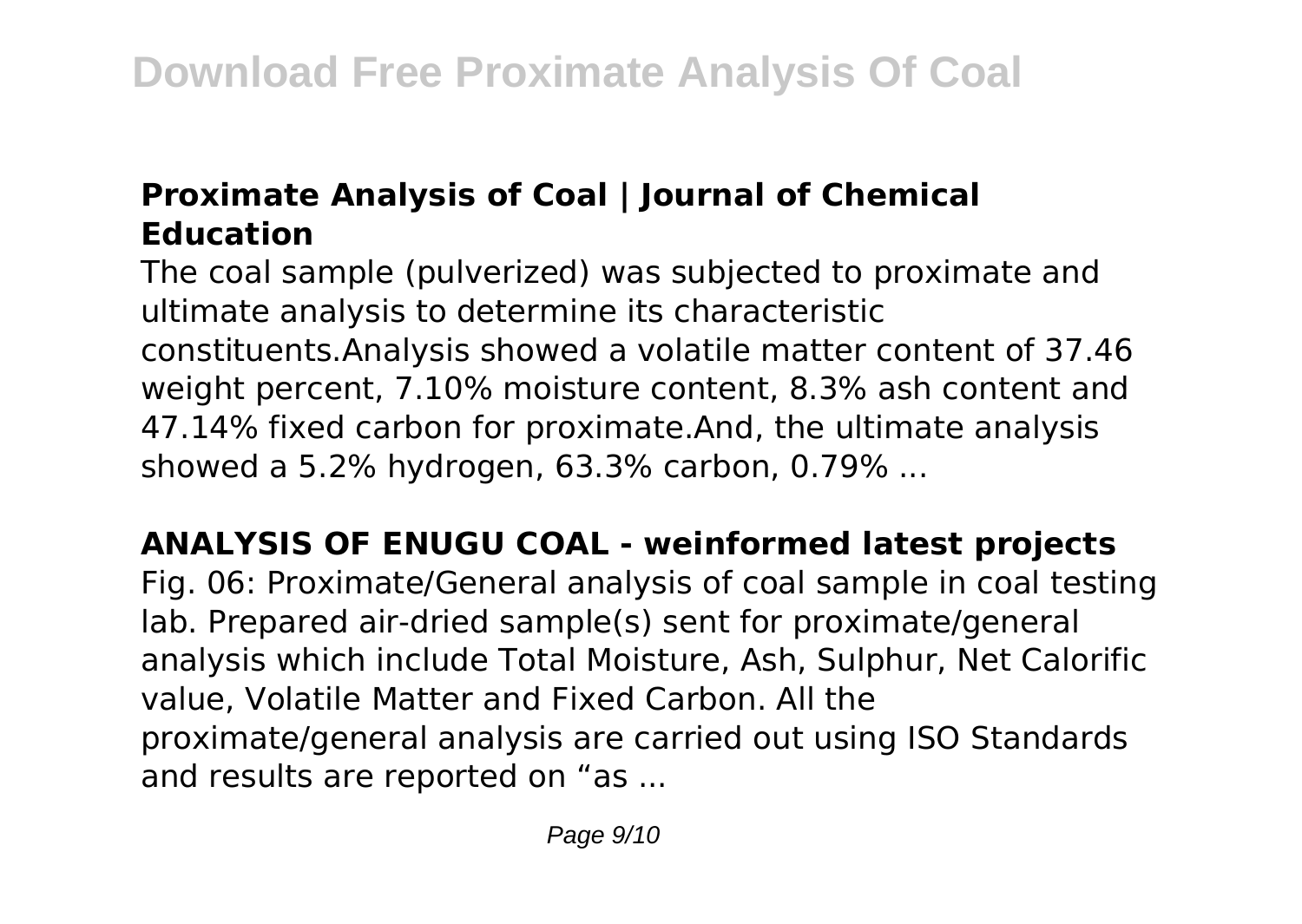## Proximate Analysis of Coal | Journal of Chemical Education

The coal sample (pulverized) was subjected to proximate and ultimate analysis to determine its characteristic constituents.Analysis showed a volatile matter content of 37.46 weight percent, 7.10% moisture content, 8.3% ash content and 47.14% fixed carbon for proximate.And, the ultimate analysis showed a 5.2% hydrogen, 63.3% carbon, 0.79% ...

## ANALYSIS OF ENUGU COAL - weinformed latest projects

Fig. 06: Proximate/General analysis of coal sample in coal testing lab. Prepared air-dried sample(s) sent for proximate/general analysis which include Total Moisture, Ash, Sulphur, Net Calorific value, Volatile Matter and Fixed Carbon. All the proximate/general analysis are carried out using ISO Standards and results are reported on "as ...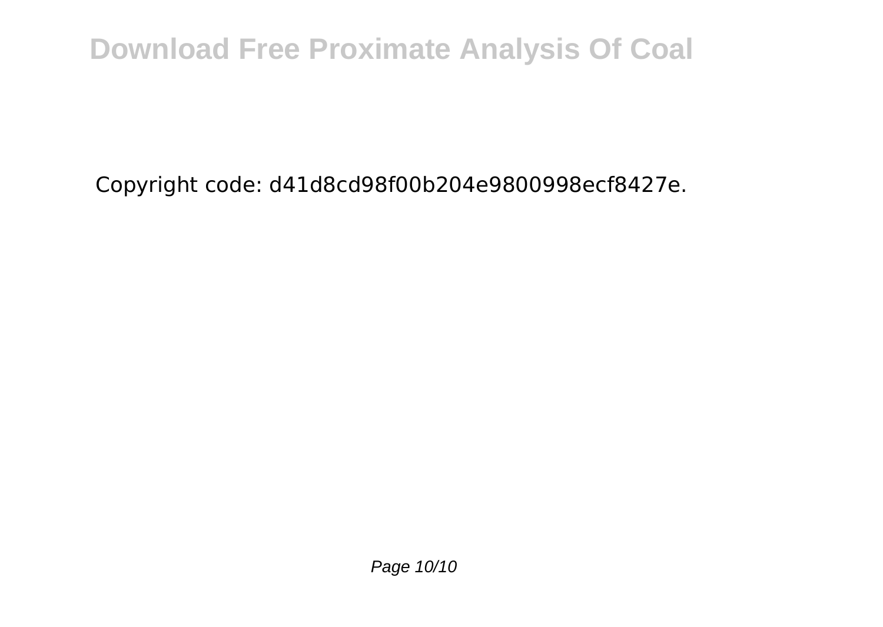Copyright code: d41d8cd98f00b204e9800998ecf8427e.